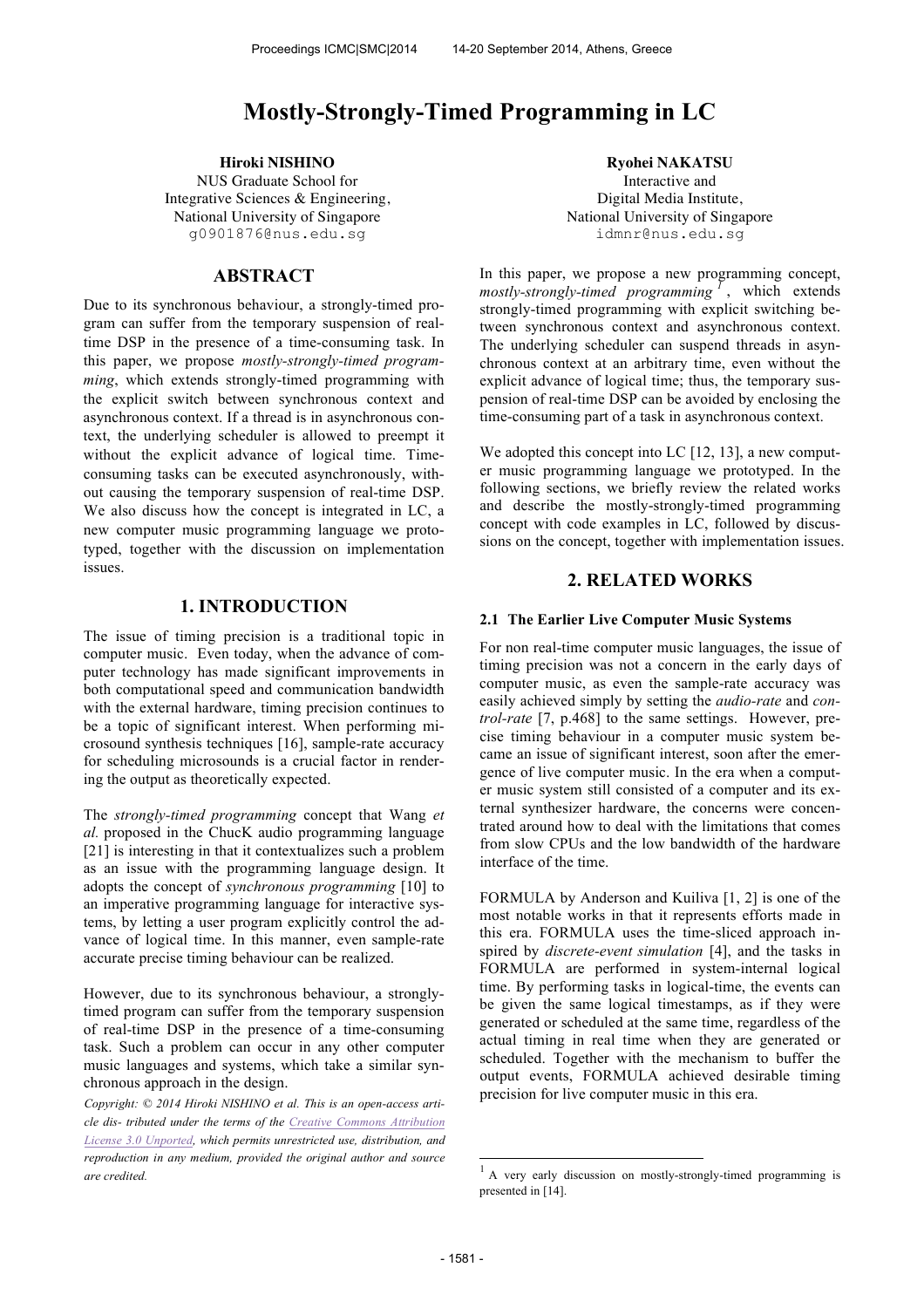# Mostly-Strongly-Timed Programming in LC

**Hiroki NISHINO**
NUS Graduate School for Integrative Sciences & Engineering,
National University of Singapore
g0901876@nus.edu.sg

**Ryohei NAKATSU**
Interactive and Digital Media Institute,
National University of Singapore
idmnr@nus.edu.sg

## ABSTRACT

Due to its synchronous behaviour, a strongly-timed program can suffer from the temporary suspension of real-time DSP in the presence of a time-consuming task. In this paper, we propose *mostly-strongly-timed programming*, which extends strongly-timed programming with the explicit switch between synchronous context and asynchronous context. If a thread is in asynchronous context, the underlying scheduler is allowed to preempt it without the explicit advance of logical time. Time-consuming tasks can be executed asynchronously, without causing the temporary suspension of real-time DSP. We also discuss how the concept is integrated in LC, a new computer music programming language we prototyped, together with the discussion on implementation issues.

## 1. INTRODUCTION

The issue of timing precision is a traditional topic in computer music. Even today, when the advance of computer technology has made significant improvements in both computational speed and communication bandwidth with the external hardware, timing precision continues to be a topic of significant interest. When performing microsound synthesis techniques [16], sample-rate accuracy for scheduling microsounds is a crucial factor in rendering the output as theoretically expected.

The *strongly-timed programming* concept that Wang *et al.* proposed in the ChucK audio programming language [21] is interesting in that it contextualizes such a problem as an issue with the programming language design. It adopts the concept of *synchronous programming* [10] to an imperative programming language for interactive systems, by letting a user program explicitly control the advance of logical time. In this manner, even sample-rate accurate precise timing behaviour can be realized.

However, due to its synchronous behaviour, a strongly-timed program can suffer from the temporary suspension of real-time DSP in the presence of a time-consuming task. Such a problem can occur in any other computer music languages and systems, which take a similar synchronous approach in the design.

*Copyright: © 2014 Hiroki NISHINO et al. This is an open-access article dis- tributed under the terms of the Creative Commons Attribution License 3.0 Unported, which permits unrestricted use, distribution, and reproduction in any medium, provided the original author and source are credited.*

In this paper, we propose a new programming concept, *mostly-strongly-timed programming* [1], which extends strongly-timed programming with explicit switching between synchronous context and asynchronous context. The underlying scheduler can suspend threads in asynchronous context at an arbitrary time, even without the explicit advance of logical time; thus, the temporary suspension of real-time DSP can be avoided by enclosing the time-consuming part of a task in asynchronous context.

We adopted this concept into LC [12, 13], a new computer music programming language we prototyped. In the following sections, we briefly review the related works and describe the mostly-strongly-timed programming concept with code examples in LC, followed by discussions on the concept, together with implementation issues.

## 2. RELATED WORKS

### 2.1 The Earlier Live Computer Music Systems

For non real-time computer music languages, the issue of timing precision was not a concern in the early days of computer music, as even the sample-rate accuracy was easily achieved simply by setting the *audio-rate* and *control-rate* [7, p.468] to the same settings. However, precise timing behaviour in a computer music system became an issue of significant interest, soon after the emergence of live computer music. In the era when a computer music system still consisted of a computer and its external synthesizer hardware, the concerns were concentrated around how to deal with the limitations that comes from slow CPUs and the low bandwidth of the hardware interface of the time.

FORMULA by Anderson and Kuiliva [1, 2] is one of the most notable works in that it represents efforts made in this era. FORMULA uses the time-sliced approach inspired by *discrete-event simulation* [4], and the tasks in FORMULA are performed in system-internal logical time. By performing tasks in logical-time, the events can be given the same logical timestamps, as if they were generated or scheduled at the same time, regardless of the actual timing in real time when they are generated or scheduled. Together with the mechanism to buffer the output events, FORMULA achieved desirable timing precision for live computer music in this era.

[1] A very early discussion on mostly-strongly-timed programming is presented in [14].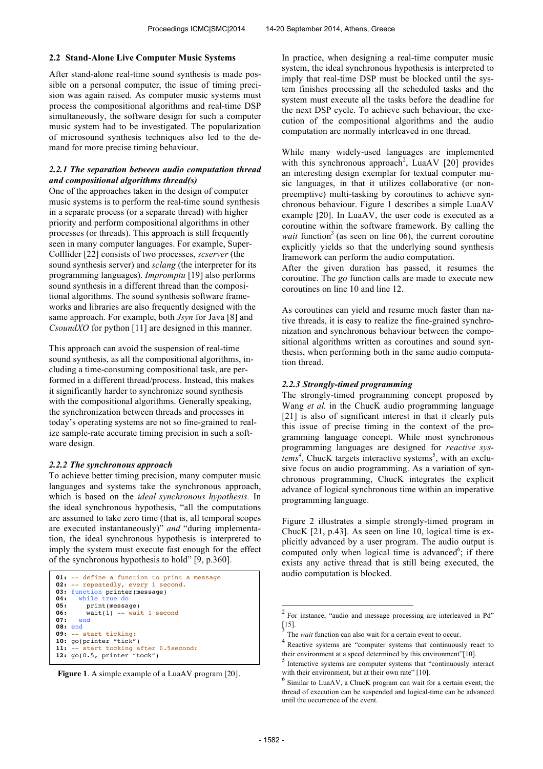### 2.2 Stand-Alone Live Computer Music Systems

After stand-alone real-time sound synthesis is made possible on a personal computer, the issue of timing precision was again raised. As computer music systems must process the compositional algorithms and real-time DSP simultaneously, the software design for such a computer music system had to be investigated. The popularization of microsound synthesis techniques also led to the demand for more precise timing behaviour.

#### *2.2.1 The separation between audio computation thread and compositional algorithms thread(s)*

One of the approaches taken in the design of computer music systems is to perform the real-time sound synthesis in a separate process (or a separate thread) with higher priority and perform compositional algorithms in other processes (or threads). This approach is still frequently seen in many computer languages. For example, SuperColllider [22] consists of two processes, *scserver* (the sound synthesis server) and *sclang* (the interpreter for its programming languages). *Impromptu* [19] also performs sound synthesis in a different thread than the compositional algorithms. The sound synthesis software frameworks and libraries are also frequently designed with the same approach. For example, both *Jsyn* for Java [8] and *CsoundXO* for python [11] are designed in this manner.

This approach can avoid the suspension of real-time sound synthesis, as all the compositional algorithms, including a time-consuming compositional task, are performed in a different thread/process. Instead, this makes it significantly harder to synchronize sound synthesis with the compositional algorithms. Generally speaking, the synchronization between threads and processes in today's operating systems are not so fine-grained to realize sample-rate accurate timing precision in such a software design.

#### *2.2.2 The synchronous approach*

To achieve better timing precision, many computer music languages and systems take the synchronous approach, which is based on the *ideal synchronous hypothesis.* In the ideal synchronous hypothesis, "all the computations are assumed to take zero time (that is, all temporal scopes are executed instantaneously)" *and* "during implementation, the ideal synchronous hypothesis is interpreted to imply the system must execute fast enough for the effect of the synchronous hypothesis to hold" [9, p.360].

```
01: -- define a function to print a message
02: -- repeatedly, every 1 second.
03: function printer(message)
04:   while true do
05:     print(message)
06:     wait(1) -- wait 1 second
07:   end
08: end
09: -- start ticking:
10: go(printer "tick")
11: -- start tocking after 0.5second:
12: go(0.5, printer "tock")
```

**Figure 1**. A simple example of a LuaAV program [20].

In practice, when designing a real-time computer music system, the ideal synchronous hypothesis is interpreted to imply that real-time DSP must be blocked until the system finishes processing all the scheduled tasks and the system must execute all the tasks before the deadline for the next DSP cycle. To achieve such behaviour, the execution of the compositional algorithms and the audio computation are normally interleaved in one thread.

While many widely-used languages are implemented with this synchronous approach[2], LuaAV [20] provides an interesting design exemplar for textual computer music languages, in that it utilizes collaborative (or non-preemptive) multi-tasking by coroutines to achieve synchronous behaviour. Figure 1 describes a simple LuaAV example [20]. In LuaAV, the user code is executed as a coroutine within the software framework. By calling the *wait* function[3] (as seen on line 06), the current coroutine explicitly yields so that the underlying sound synthesis framework can perform the audio computation.

After the given duration has passed, it resumes the coroutine. The *go* function calls are made to execute new coroutines on line 10 and line 12.

As coroutines can yield and resume much faster than native threads, it is easy to realize the fine-grained synchronization and synchronous behaviour between the compositional algorithms written as coroutines and sound synthesis, when performing both in the same audio computation thread.

#### *2.2.3 Strongly-timed programming*

The strongly-timed programming concept proposed by Wang *et al.* in the ChucK audio programming language [21] is also of significant interest in that it clearly puts this issue of precise timing in the context of the programming language concept. While most synchronous programming languages are designed for *reactive systems*[4], ChucK targets interactive systems[5], with an exclusive focus on audio programming. As a variation of synchronous programming, ChucK integrates the explicit advance of logical synchronous time within an imperative programming language.

Figure 2 illustrates a simple strongly-timed program in ChucK [21, p.43]. As seen on line 10, logical time is explicitly advanced by a user program. The audio output is computed only when logical time is advanced[6]; if there exists any active thread that is still being executed, the audio computation is blocked.

---

[2] For instance, "audio and message processing are interleaved in Pd" [15].

[3] The *wait* function can also wait for a certain event to occur.

[4] Reactive systems are "computer systems that continuously react to their environment at a speed determined by this environment"[10].

[5] Interactive systems are computer systems that "continuously interact with their environment, but at their own rate" [10].

[6] Similar to LuaAV, a ChucK program can wait for a certain event; the thread of execution can be suspended and logical-time can be advanced until the occurrence of the event.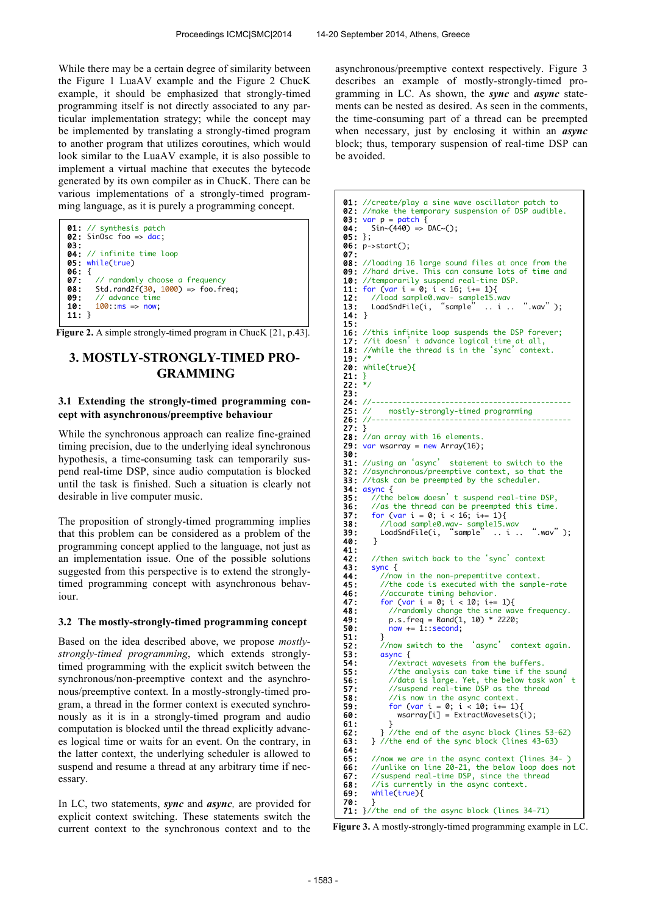While there may be a certain degree of similarity between the Figure 1 LuaAV example and the Figure 2 ChucK example, it should be emphasized that strongly-timed programming itself is not directly associated to any particular implementation strategy; while the concept may be implemented by translating a strongly-timed program to another program that utilizes coroutines, which would look similar to the LuaAV example, it is also possible to implement a virtual machine that executes the bytecode generated by its own compiler as in ChucK. There can be various implementations of a strongly-timed programming language, as it is purely a programming concept.

```
01: // synthesis patch
02: SinOsc foo => dac;
03:
04: // infinite time loop
05: while(true)
06: {
07:    // randomly choose a frequency
08:    Std.rand2f(30, 1000) => foo.freq;
09:    // advance time
10:    100::ms => now;
11: }
```

**Figure 2.** A simple strongly-timed program in ChucK [21, p.43].

## 3. MOSTLY-STRONGLY-TIMED PROGRAMMING

### 3.1 Extending the strongly-timed programming concept with asynchronous/preemptive behaviour

While the synchronous approach can realize fine-grained timing precision, due to the underlying ideal synchronous hypothesis, a time-consuming task can temporarily suspend real-time DSP, since audio computation is blocked until the task is finished. Such a situation is clearly not desirable in live computer music.

The proposition of strongly-timed programming implies that this problem can be considered as a problem of the programming concept applied to the language, not just as an implementation issue. One of the possible solutions suggested from this perspective is to extend the strongly-timed programming concept with asynchronous behaviour.

### 3.2 The mostly-strongly-timed programming concept

Based on the idea described above, we propose *mostly-strongly-timed programming*, which extends strongly-timed programming with the explicit switch between the synchronous/non-preemptive context and the asynchronous/preemptive context. In a mostly-strongly-timed program, a thread in the former context is executed synchronously as it is in a strongly-timed program and audio computation is blocked until the thread explicitly advances logical time or waits for an event. On the contrary, in the latter context, the underlying scheduler is allowed to suspend and resume a thread at any arbitrary time if necessary.

In LC, two statements, ***sync*** and ***async***, are provided for explicit context switching. These statements switch the current context to the synchronous context and to the asynchronous/preemptive context respectively. Figure 3 describes an example of mostly-strongly-timed programming in LC. As shown, the ***sync*** and ***async*** statements can be nested as desired. As seen in the comments, the time-consuming part of a thread can be preempted when necessary, just by enclosing it within an ***async*** block; thus, temporary suspension of real-time DSP can be avoided.

```
01: //create/play a sine wave oscillator patch to
02: //make the temporary suspension of DSP audible.
03: var p = patch {
04:    Sin~(440) => DAC~();
05: };
06: p->start();
07:
08: //loading 16 large sound files at once from the
09: //hard drive. This can consume lots of time and
10: //temporarily suspend real-time DSP.
11: for (var i = 0; i < 16; i+= 1){
12:    //load sample0.wav- sample15.wav
13:    LoadSndFile(i, "sample" .. i .. ".wav" );
14: }
15:
16: //this infinite loop suspends the DSP forever;
17: //it doesn't advance logical time at all,
18: //while the thread is in the 'sync' context.
19: /*
20: while(true){
21: }
22: */
23:
24: //---------------------------------------------
25: //    mostly-strongly-timed programming
26: //---------------------------------------------
27: }
28: //an array with 16 elements.
29: var wsarray = new Array(16);
30:
31: //using an 'async' statement to switch to the
32: //asynchronous/preemptive context, so that the
33: //task can be preempted by the scheduler.
34: async {
35:    //the below doesn't suspend real-time DSP,
36:    //as the thread can be preempted this time.
37:    for (var i = 0; i < 16; i+= 1){
38:      //load sample0.wav- sample15.wav
39:      LoadSndFile(i, "sample" .. i .. ".wav" );
40:    }
41:
42:    //then switch back to the 'sync' context
43:    sync {
44:      //now in the non-prepemtive context.
45:      //the code is executed with the sample-rate
46:      //accurate timing behavior.
47:      for (var i = 0; i < 10; i+= 1){
48:        //randomly change the sine wave frequency.
49:        p.s.freq = Rand(1, 10) * 2220;
50:        now += 1::second;
51:      }
52:      //now switch to the 'async' context again.
53:      async {
54:        //extract wavesets from the buffers.
55:        //the analysis can take time if the sound
56:        //data is large. Yet, the below task won't
57:        //suspend real-time DSP as the thread
58:        //is now in the async context.
59:        for (var i = 0; i < 10; i+= 1){
60:          wsarray[i] = ExtractWavesets(i);
61:        }
62:      } //the end of the async block (lines 53-62)
63:    } //the end of the sync block (lines 43-63)
64:
65:    //now we are in the async context (lines 34- )
66:    //unlike on line 20-21, the below loop does not
67:    //suspend real-time DSP, since the thread
68:    //is currently in the async context.
69:    while(true){
70:    }
71: }//the end of the async block (lines 34-71)
```

**Figure 3.** A mostly-strongly-timed programming example in LC.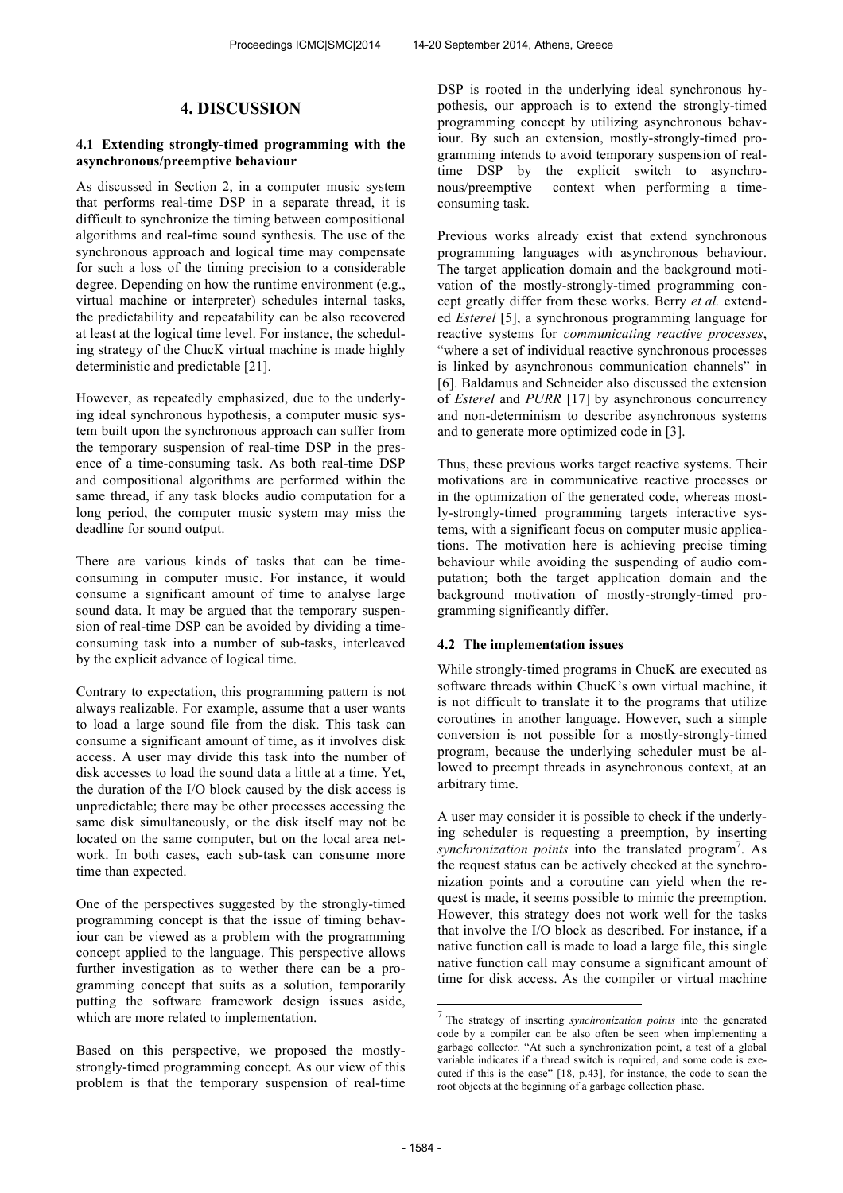# 4. DISCUSSION

## 4.1 Extending strongly-timed programming with the asynchronous/preemptive behaviour

As discussed in Section 2, in a computer music system that performs real-time DSP in a separate thread, it is difficult to synchronize the timing between compositional algorithms and real-time sound synthesis. The use of the synchronous approach and logical time may compensate for such a loss of the timing precision to a considerable degree. Depending on how the runtime environment (e.g., virtual machine or interpreter) schedules internal tasks, the predictability and repeatability can be also recovered at least at the logical time level. For instance, the scheduling strategy of the ChucK virtual machine is made highly deterministic and predictable [21].

However, as repeatedly emphasized, due to the underlying ideal synchronous hypothesis, a computer music system built upon the synchronous approach can suffer from the temporary suspension of real-time DSP in the presence of a time-consuming task. As both real-time DSP and compositional algorithms are performed within the same thread, if any task blocks audio computation for a long period, the computer music system may miss the deadline for sound output.

There are various kinds of tasks that can be time-consuming in computer music. For instance, it would consume a significant amount of time to analyse large sound data. It may be argued that the temporary suspension of real-time DSP can be avoided by dividing a time-consuming task into a number of sub-tasks, interleaved by the explicit advance of logical time.

Contrary to expectation, this programming pattern is not always realizable. For example, assume that a user wants to load a large sound file from the disk. This task can consume a significant amount of time, as it involves disk access. A user may divide this task into the number of disk accesses to load the sound data a little at a time. Yet, the duration of the I/O block caused by the disk access is unpredictable; there may be other processes accessing the same disk simultaneously, or the disk itself may not be located on the same computer, but on the local area network. In both cases, each sub-task can consume more time than expected.

One of the perspectives suggested by the strongly-timed programming concept is that the issue of timing behaviour can be viewed as a problem with the programming concept applied to the language. This perspective allows further investigation as to wether there can be a programming concept that suits as a solution, temporarily putting the software framework design issues aside, which are more related to implementation.

Based on this perspective, we proposed the mostly-strongly-timed programming concept. As our view of this problem is that the temporary suspension of real-time DSP is rooted in the underlying ideal synchronous hypothesis, our approach is to extend the strongly-timed programming concept by utilizing asynchronous behaviour. By such an extension, mostly-strongly-timed programming intends to avoid temporary suspension of real-time DSP by the explicit switch to asynchronous/preemptive context when performing a time-consuming task.

Previous works already exist that extend synchronous programming languages with asynchronous behaviour. The target application domain and the background motivation of the mostly-strongly-timed programming concept greatly differ from these works. Berry *et al.* extended *Esterel* [5], a synchronous programming language for reactive systems for *communicating reactive processes*, "where a set of individual reactive synchronous processes is linked by asynchronous communication channels" in [6]. Baldamus and Schneider also discussed the extension of *Esterel* and *PURR* [17] by asynchronous concurrency and non-determinism to describe asynchronous systems and to generate more optimized code in [3].

Thus, these previous works target reactive systems. Their motivations are in communicative reactive processes or in the optimization of the generated code, whereas mostly-strongly-timed programming targets interactive systems, with a significant focus on computer music applications. The motivation here is achieving precise timing behaviour while avoiding the suspending of audio computation; both the target application domain and the background motivation of mostly-strongly-timed programming significantly differ.

## 4.2 The implementation issues

While strongly-timed programs in ChucK are executed as software threads within ChucK's own virtual machine, it is not difficult to translate it to the programs that utilize coroutines in another language. However, such a simple conversion is not possible for a mostly-strongly-timed program, because the underlying scheduler must be allowed to preempt threads in asynchronous context, at an arbitrary time.

A user may consider it is possible to check if the underlying scheduler is requesting a preemption, by inserting *synchronization points* into the translated program[7]. As the request status can be actively checked at the synchronization points and a coroutine can yield when the request is made, it seems possible to mimic the preemption. However, this strategy does not work well for the tasks that involve the I/O block as described. For instance, if a native function call is made to load a large file, this single native function call may consume a significant amount of time for disk access. As the compiler or virtual machine

[7] The strategy of inserting *synchronization points* into the generated code by a compiler can be also often be seen when implementing a garbage collector. "At such a synchronization point, a test of a global variable indicates if a thread switch is required, and some code is executed if this is the case" [18, p.43], for instance, the code to scan the root objects at the beginning of a garbage collection phase.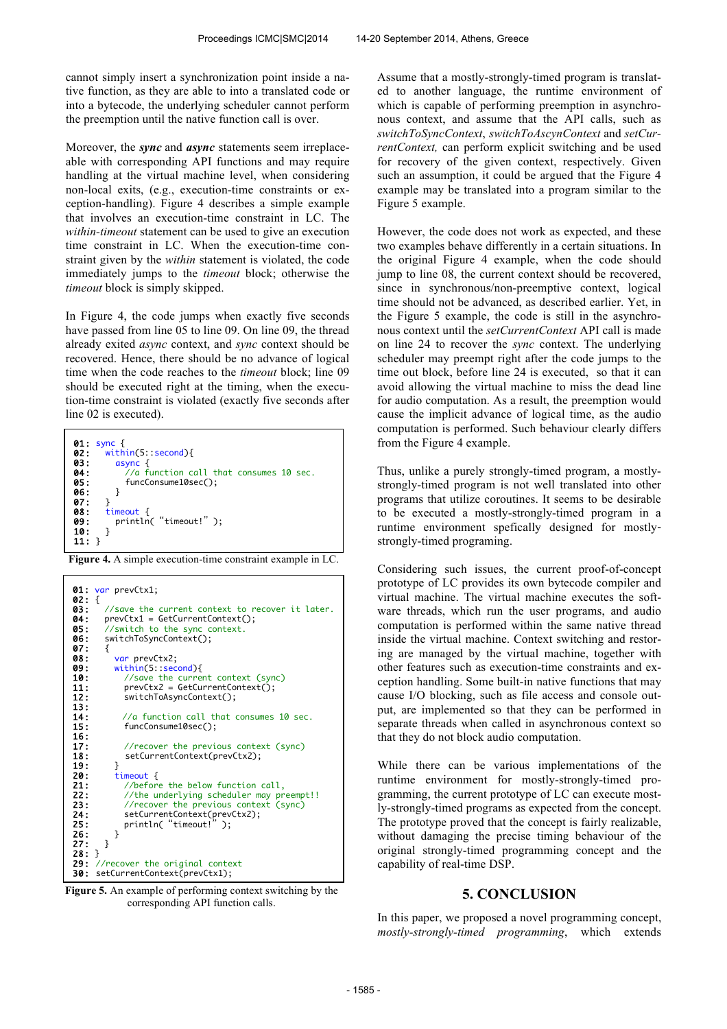cannot simply insert a synchronization point inside a native function, as they are able to into a translated code or into a bytecode, the underlying scheduler cannot perform the preemption until the native function call is over.

Moreover, the ***sync*** and ***async*** statements seem irreplaceable with corresponding API functions and may require handling at the virtual machine level, when considering non-local exits, (e.g., execution-time constraints or exception-handling). Figure 4 describes a simple example that involves an execution-time constraint in LC. The *within-timeout* statement can be used to give an execution time constraint in LC. When the execution-time constraint given by the *within* statement is violated, the code immediately jumps to the *timeout* block; otherwise the *timeout* block is simply skipped.

In Figure 4, the code jumps when exactly five seconds have passed from line 05 to line 09. On line 09, the thread already exited *async* context, and *sync* context should be recovered. Hence, there should be no advance of logical time when the code reaches to the *timeout* block; line 09 should be executed right at the timing, when the execution-time constraint is violated (exactly five seconds after line 02 is executed).

```
01: sync {
02:   within(5::second){
03:     async {
04:       //a function call that consumes 10 sec.
05:       funcConsume10sec();
06:     }
07:   }
08:   timeout {
09:     println( "timeout!" );
10:   }
11: }
```

**Figure 4.** A simple execution-time constraint example in LC.

```
01: var prevCtx1;
02: {
03:   //save the current context to recover it later.
04:   prevCtx1 = GetCurrentContext();
05:   //switch to the sync context.
06:   switchToSyncContext();
07:   {
08:     var prevCtx2;
09:     within(5::second){
10:       //save the current context (sync)
11:       prevCtx2 = GetCurrentContext();
12:       switchToAsyncContext();
13: 
14:       //a function call that consumes 10 sec.
15:       funcConsume10sec();
16: 
17:       //recover the previous context (sync)
18:       setCurrentContext(prevCtx2);
19:     }
20:     timeout {
21:       //before the below function call,
22:       //the underlying scheduler may preempt!!
23:       //recover the previous context (sync)
24:       setCurrentContext(prevCtx2);
25:       println( "timeout!" );
26:     }
27:   }
28: }
29: //recover the original context
30: setCurrentContext(prevCtx1);
```

**Figure 5.** An example of performing context switching by the corresponding API function calls.

Assume that a mostly-strongly-timed program is translated to another language, the runtime environment of which is capable of performing preemption in asynchronous context, and assume that the API calls, such as *switchToSyncContext*, *switchToAscynContext* and *setCurrentContext,* can perform explicit switching and be used for recovery of the given context, respectively. Given such an assumption, it could be argued that the Figure 4 example may be translated into a program similar to the Figure 5 example.

However, the code does not work as expected, and these two examples behave differently in a certain situations. In the original Figure 4 example, when the code should jump to line 08, the current context should be recovered, since in synchronous/non-preemptive context, logical time should not be advanced, as described earlier. Yet, in the Figure 5 example, the code is still in the asynchronous context until the *setCurrentContext* API call is made on line 24 to recover the *sync* context. The underlying scheduler may preempt right after the code jumps to the time out block, before line 24 is executed, so that it can avoid allowing the virtual machine to miss the dead line for audio computation. As a result, the preemption would cause the implicit advance of logical time, as the audio computation is performed. Such behaviour clearly differs from the Figure 4 example.

Thus, unlike a purely strongly-timed program, a mostly-strongly-timed program is not well translated into other programs that utilize coroutines. It seems to be desirable to be executed a mostly-strongly-timed program in a runtime environment spefically designed for mostly-strongly-timed programing.

Considering such issues, the current proof-of-concept prototype of LC provides its own bytecode compiler and virtual machine. The virtual machine executes the software threads, which run the user programs, and audio computation is performed within the same native thread inside the virtual machine. Context switching and restoring are managed by the virtual machine, together with other features such as execution-time constraints and exception handling. Some built-in native functions that may cause I/O blocking, such as file access and console output, are implemented so that they can be performed in separate threads when called in asynchronous context so that they do not block audio computation.

While there can be various implementations of the runtime environment for mostly-strongly-timed programming, the current prototype of LC can execute mostly-strongly-timed programs as expected from the concept. The prototype proved that the concept is fairly realizable, without damaging the precise timing behaviour of the original strongly-timed programming concept and the capability of real-time DSP.

## 5. CONCLUSION

In this paper, we proposed a novel programming concept, *mostly-strongly-timed programming*, which extends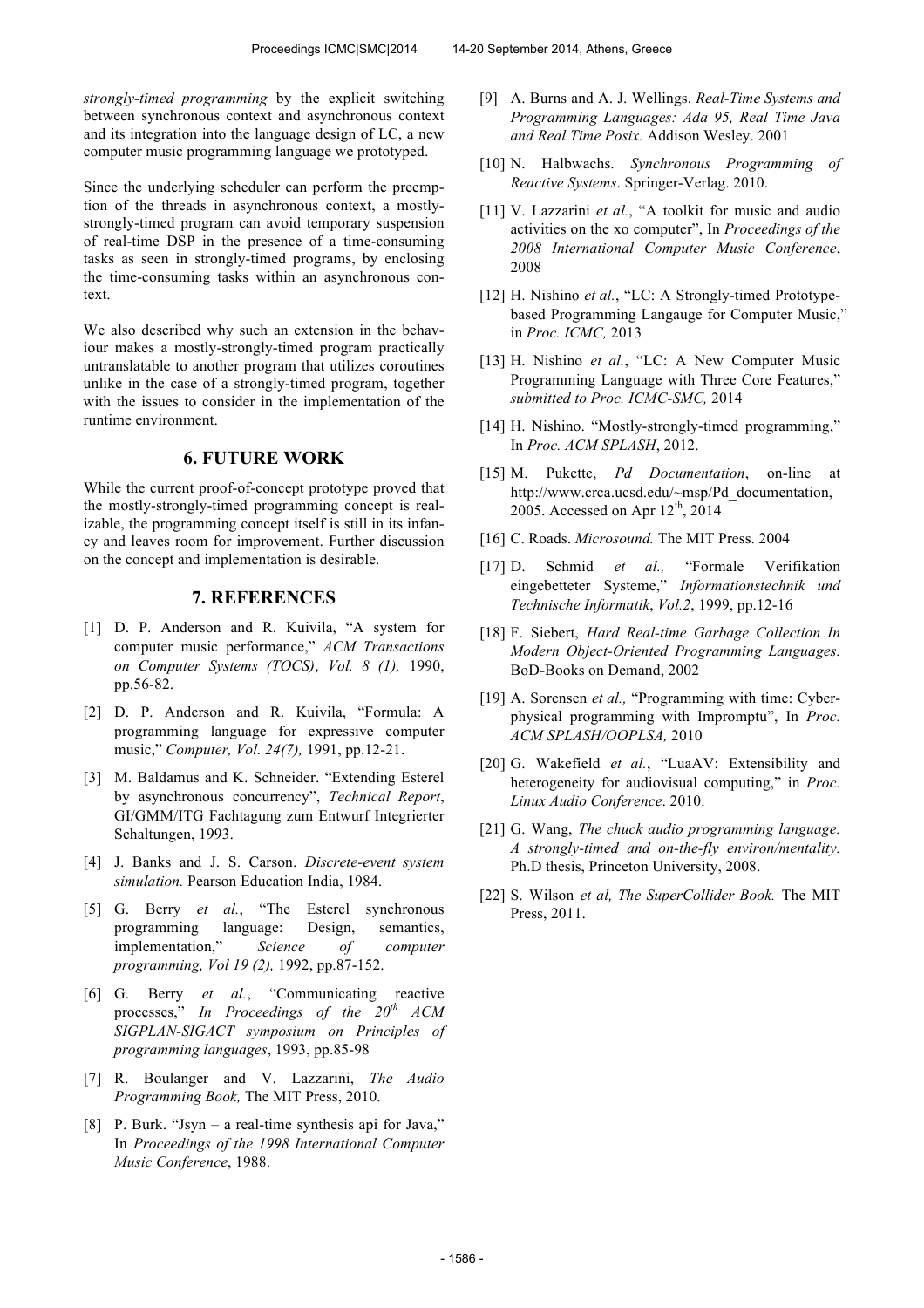*strongly-timed programming* by the explicit switching between synchronous context and asynchronous context and its integration into the language design of LC, a new computer music programming language we prototyped.

Since the underlying scheduler can perform the preemption of the threads in asynchronous context, a mostly-strongly-timed program can avoid temporary suspension of real-time DSP in the presence of a time-consuming tasks as seen in strongly-timed programs, by enclosing the time-consuming tasks within an asynchronous context.

We also described why such an extension in the behaviour makes a mostly-strongly-timed program practically untranslatable to another program that utilizes coroutines unlike in the case of a strongly-timed program, together with the issues to consider in the implementation of the runtime environment.

## 6. FUTURE WORK

While the current proof-of-concept prototype proved that the mostly-strongly-timed programming concept is realizable, the programming concept itself is still in its infancy and leaves room for improvement. Further discussion on the concept and implementation is desirable.

## 7. REFERENCES

[1] D. P. Anderson and R. Kuivila, "A system for computer music performance," *ACM Transactions on Computer Systems (TOCS)*, *Vol. 8 (1),* 1990, pp.56-82.

[2] D. P. Anderson and R. Kuivila, "Formula: A programming language for expressive computer music," *Computer, Vol. 24(7),* 1991, pp.12-21.

[3] M. Baldamus and K. Schneider. "Extending Esterel by asynchronous concurrency", *Technical Report*, GI/GMM/ITG Fachtagung zum Entwurf Integrierter Schaltungen, 1993.

[4] J. Banks and J. S. Carson. *Discrete-event system simulation.* Pearson Education India, 1984.

[5] G. Berry *et al.*, "The Esterel synchronous programming language: Design, semantics, implementation," *Science of computer programming, Vol 19 (2),* 1992, pp.87-152.

[6] G. Berry *et al.*, "Communicating reactive processes," *In Proceedings of the 20th ACM SIGPLAN-SIGACT symposium on Principles of programming languages*, 1993, pp.85-98

[7] R. Boulanger and V. Lazzarini, *The Audio Programming Book,* The MIT Press, 2010.

[8] P. Burk. "Jsyn – a real-time synthesis api for Java," In *Proceedings of the 1998 International Computer Music Conference*, 1988.

[9] A. Burns and A. J. Wellings. *Real-Time Systems and Programming Languages: Ada 95, Real Time Java and Real Time Posix.* Addison Wesley. 2001

[10] N. Halbwachs. *Synchronous Programming of Reactive Systems*. Springer-Verlag. 2010.

[11] V. Lazzarini *et al.*, "A toolkit for music and audio activities on the xo computer", In *Proceedings of the 2008 International Computer Music Conference*, 2008

[12] H. Nishino *et al.*, "LC: A Strongly-timed Prototype-based Programming Langauge for Computer Music," in *Proc. ICMC,* 2013

[13] H. Nishino *et al.*, "LC: A New Computer Music Programming Language with Three Core Features," *submitted to Proc. ICMC-SMC,* 2014

[14] H. Nishino. "Mostly-strongly-timed programming," In *Proc. ACM SPLASH*, 2012.

[15] M. Pukette, *Pd Documentation*, on-line at http://www.crca.ucsd.edu/~msp/Pd_documentation, 2005. Accessed on Apr 12th, 2014

[16] C. Roads. *Microsound.* The MIT Press. 2004

[17] D. Schmid *et al.,* "Formale Verifikation eingebetteter Systeme," *Informationstechnik und Technische Informatik*, *Vol.2*, 1999, pp.12-16

[18] F. Siebert, *Hard Real-time Garbage Collection In Modern Object-Oriented Programming Languages.* BoD-Books on Demand, 2002

[19] A. Sorensen *et al.,* "Programming with time: Cyber-physical programming with Impromptu", In *Proc. ACM SPLASH/OOPLSA,* 2010

[20] G. Wakefield *et al.*, "LuaAV: Extensibility and heterogeneity for audiovisual computing," in *Proc. Linux Audio Conference*. 2010.

[21] G. Wang, *The chuck audio programming language. A strongly-timed and on-the-fly environ/mentality.* Ph.D thesis, Princeton University, 2008.

[22] S. Wilson *et al, The SuperCollider Book.* The MIT Press, 2011.